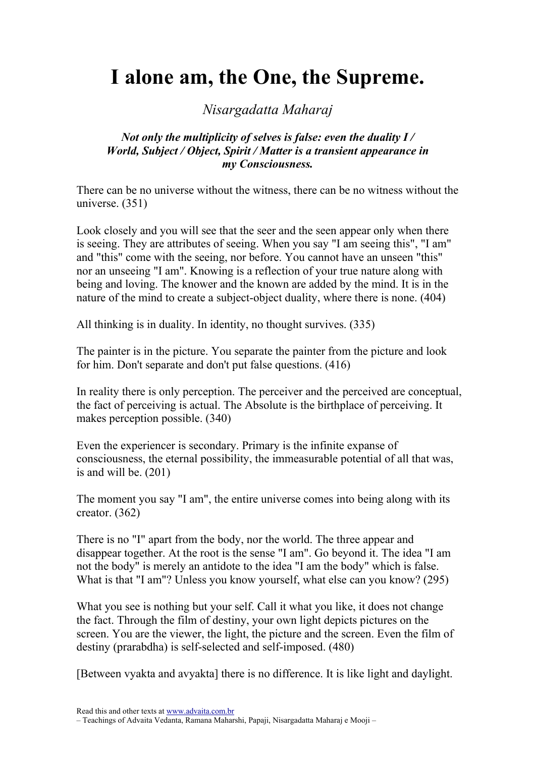# I alone am, the One, the Supreme.

*Nisargadatta Maharaj*

***Not only the multiplicity of selves is false: even the duality I / World, Subject / Object, Spirit / Matter is a transient appearance in my Consciousness.***

There can be no universe without the witness, there can be no witness without the universe. (351)

Look closely and you will see that the seer and the seen appear only when there is seeing. They are attributes of seeing. When you say "I am seeing this", "I am" and "this" come with the seeing, nor before. You cannot have an unseen "this" nor an unseeing "I am". Knowing is a reflection of your true nature along with being and loving. The knower and the known are added by the mind. It is in the nature of the mind to create a subject-object duality, where there is none. (404)

All thinking is in duality. In identity, no thought survives. (335)

The painter is in the picture. You separate the painter from the picture and look for him. Don't separate and don't put false questions. (416)

In reality there is only perception. The perceiver and the perceived are conceptual, the fact of perceiving is actual. The Absolute is the birthplace of perceiving. It makes perception possible. (340)

Even the experiencer is secondary. Primary is the infinite expanse of consciousness, the eternal possibility, the immeasurable potential of all that was, is and will be. (201)

The moment you say "I am", the entire universe comes into being along with its creator. (362)

There is no "I" apart from the body, nor the world. The three appear and disappear together. At the root is the sense "I am". Go beyond it. The idea "I am not the body" is merely an antidote to the idea "I am the body" which is false. What is that "I am"? Unless you know yourself, what else can you know? (295)

What you see is nothing but your self. Call it what you like, it does not change the fact. Through the film of destiny, your own light depicts pictures on the screen. You are the viewer, the light, the picture and the screen. Even the film of destiny (prarabdha) is self-selected and self-imposed. (480)

[Between vyakta and avyakta] there is no difference. It is like light and daylight.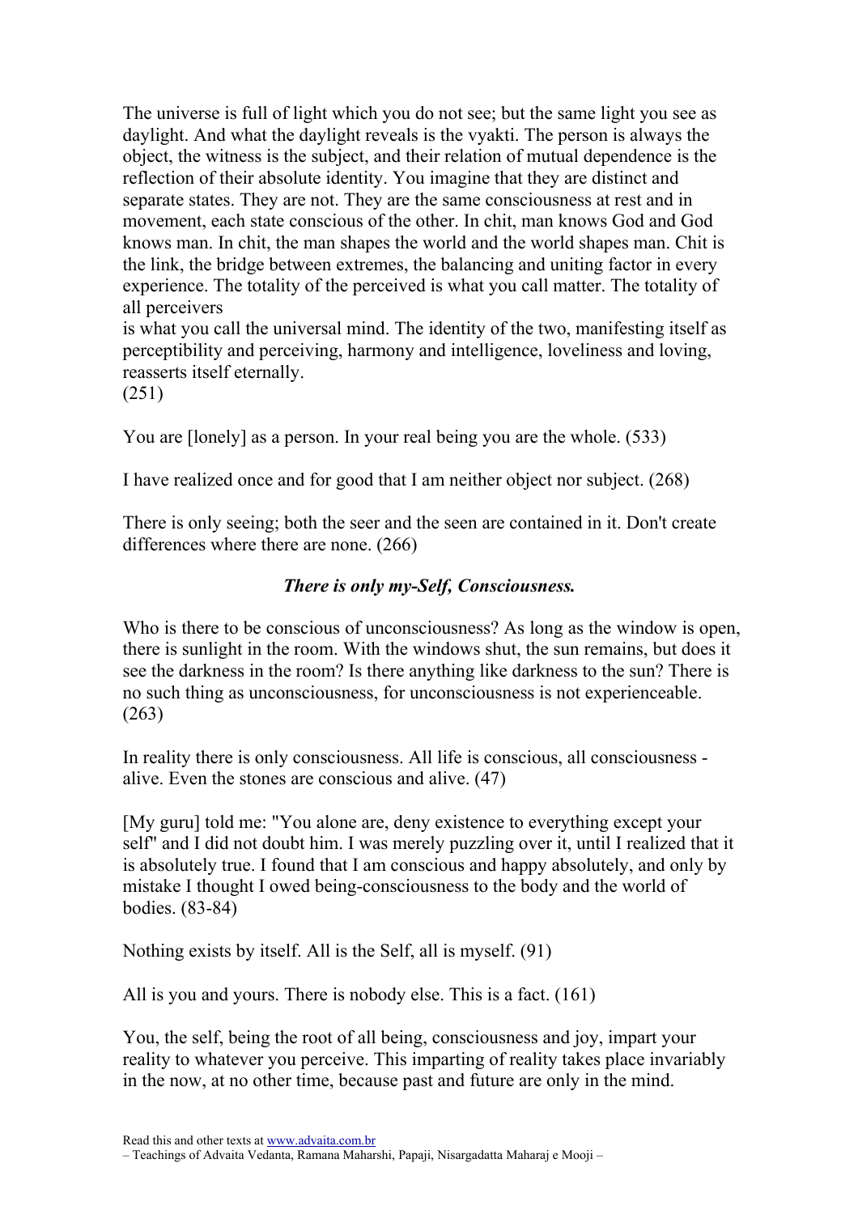The universe is full of light which you do not see; but the same light you see as daylight. And what the daylight reveals is the vyakti. The person is always the object, the witness is the subject, and their relation of mutual dependence is the reflection of their absolute identity. You imagine that they are distinct and separate states. They are not. They are the same consciousness at rest and in movement, each state conscious of the other. In chit, man knows God and God knows man. In chit, the man shapes the world and the world shapes man. Chit is the link, the bridge between extremes, the balancing and uniting factor in every experience. The totality of the perceived is what you call matter. The totality of all perceivers is what you call the universal mind. The identity of the two, manifesting itself as perceptibility and perceiving, harmony and intelligence, loveliness and loving, reasserts itself eternally. (251)

You are [lonely] as a person. In your real being you are the whole. (533)

I have realized once and for good that I am neither object nor subject. (268)

There is only seeing; both the seer and the seen are contained in it. Don't create differences where there are none. (266)

### *There is only my-Self, Consciousness.*

Who is there to be conscious of unconsciousness? As long as the window is open, there is sunlight in the room. With the windows shut, the sun remains, but does it see the darkness in the room? Is there anything like darkness to the sun? There is no such thing as unconsciousness, for unconsciousness is not experienceable. (263)

In reality there is only consciousness. All life is conscious, all consciousness - alive. Even the stones are conscious and alive. (47)

[My guru] told me: "You alone are, deny existence to everything except your self" and I did not doubt him. I was merely puzzling over it, until I realized that it is absolutely true. I found that I am conscious and happy absolutely, and only by mistake I thought I owed being-consciousness to the body and the world of bodies. (83-84)

Nothing exists by itself. All is the Self, all is myself. (91)

All is you and yours. There is nobody else. This is a fact. (161)

You, the self, being the root of all being, consciousness and joy, impart your reality to whatever you perceive. This imparting of reality takes place invariably in the now, at no other time, because past and future are only in the mind.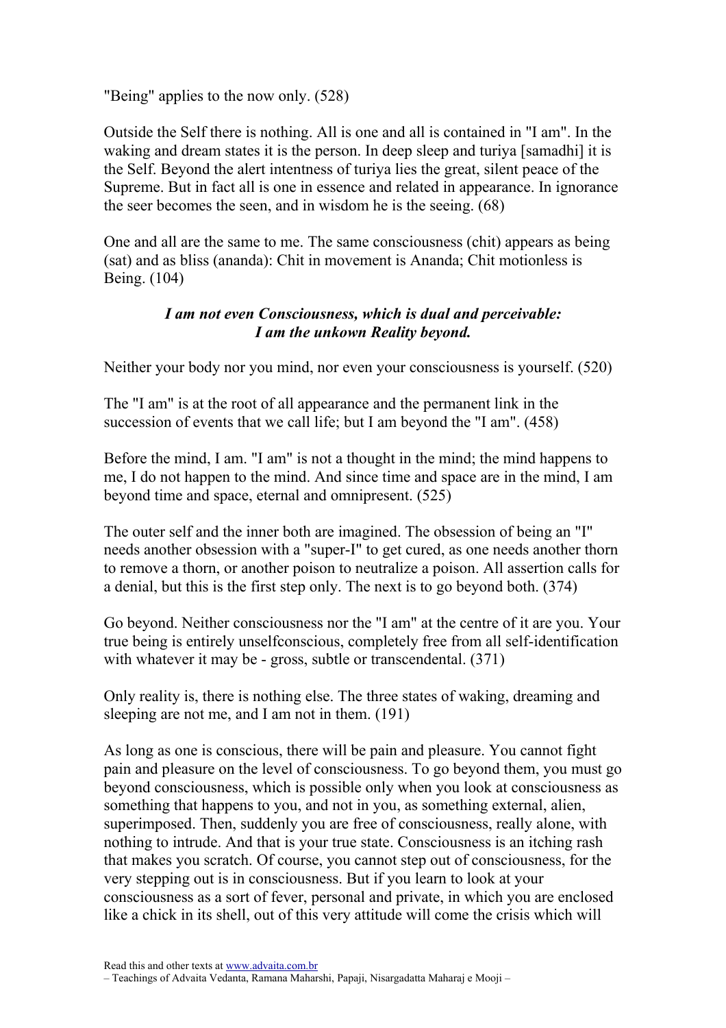"Being" applies to the now only. (528)

Outside the Self there is nothing. All is one and all is contained in "I am". In the waking and dream states it is the person. In deep sleep and turiya [samadhi] it is the Self. Beyond the alert intentness of turiya lies the great, silent peace of the Supreme. But in fact all is one in essence and related in appearance. In ignorance the seer becomes the seen, and in wisdom he is the seeing. (68)

One and all are the same to me. The same consciousness (chit) appears as being (sat) and as bliss (ananda): Chit in movement is Ananda; Chit motionless is Being. (104)

***I am not even Consciousness, which is dual and perceivable:***
***I am the unkown Reality beyond.***

Neither your body nor you mind, nor even your consciousness is yourself. (520)

The "I am" is at the root of all appearance and the permanent link in the succession of events that we call life; but I am beyond the "I am". (458)

Before the mind, I am. "I am" is not a thought in the mind; the mind happens to me, I do not happen to the mind. And since time and space are in the mind, I am beyond time and space, eternal and omnipresent. (525)

The outer self and the inner both are imagined. The obsession of being an "I" needs another obsession with a "super-I" to get cured, as one needs another thorn to remove a thorn, or another poison to neutralize a poison. All assertion calls for a denial, but this is the first step only. The next is to go beyond both. (374)

Go beyond. Neither consciousness nor the "I am" at the centre of it are you. Your true being is entirely unselfconscious, completely free from all self-identification with whatever it may be - gross, subtle or transcendental. (371)

Only reality is, there is nothing else. The three states of waking, dreaming and sleeping are not me, and I am not in them. (191)

As long as one is conscious, there will be pain and pleasure. You cannot fight pain and pleasure on the level of consciousness. To go beyond them, you must go beyond consciousness, which is possible only when you look at consciousness as something that happens to you, and not in you, as something external, alien, superimposed. Then, suddenly you are free of consciousness, really alone, with nothing to intrude. And that is your true state. Consciousness is an itching rash that makes you scratch. Of course, you cannot step out of consciousness, for the very stepping out is in consciousness. But if you learn to look at your consciousness as a sort of fever, personal and private, in which you are enclosed like a chick in its shell, out of this very attitude will come the crisis which will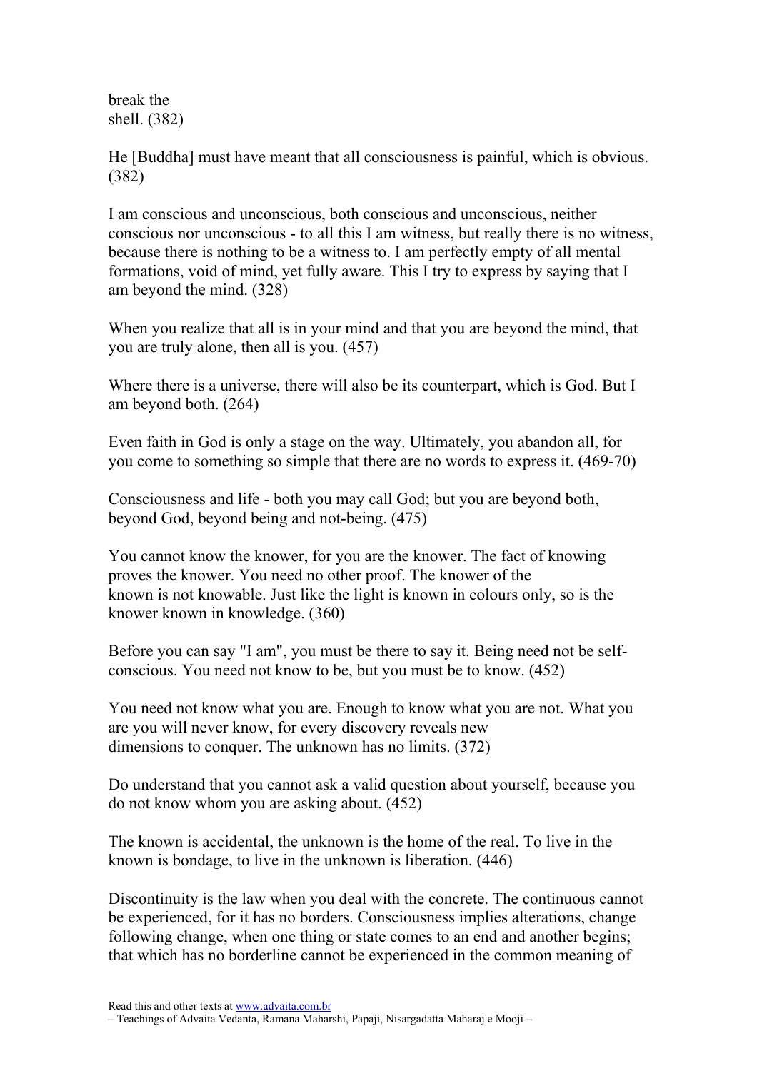break the
shell. (382)

He [Buddha] must have meant that all consciousness is painful, which is obvious. (382)

I am conscious and unconscious, both conscious and unconscious, neither conscious nor unconscious - to all this I am witness, but really there is no witness, because there is nothing to be a witness to. I am perfectly empty of all mental formations, void of mind, yet fully aware. This I try to express by saying that I am beyond the mind. (328)

When you realize that all is in your mind and that you are beyond the mind, that you are truly alone, then all is you. (457)

Where there is a universe, there will also be its counterpart, which is God. But I am beyond both. (264)

Even faith in God is only a stage on the way. Ultimately, you abandon all, for you come to something so simple that there are no words to express it. (469-70)

Consciousness and life - both you may call God; but you are beyond both, beyond God, beyond being and not-being. (475)

You cannot know the knower, for you are the knower. The fact of knowing proves the knower. You need no other proof. The knower of the known is not knowable. Just like the light is known in colours only, so is the knower known in knowledge. (360)

Before you can say "I am", you must be there to say it. Being need not be self-conscious. You need not know to be, but you must be to know. (452)

You need not know what you are. Enough to know what you are not. What you are you will never know, for every discovery reveals new dimensions to conquer. The unknown has no limits. (372)

Do understand that you cannot ask a valid question about yourself, because you do not know whom you are asking about. (452)

The known is accidental, the unknown is the home of the real. To live in the known is bondage, to live in the unknown is liberation. (446)

Discontinuity is the law when you deal with the concrete. The continuous cannot be experienced, for it has no borders. Consciousness implies alterations, change following change, when one thing or state comes to an end and another begins; that which has no borderline cannot be experienced in the common meaning of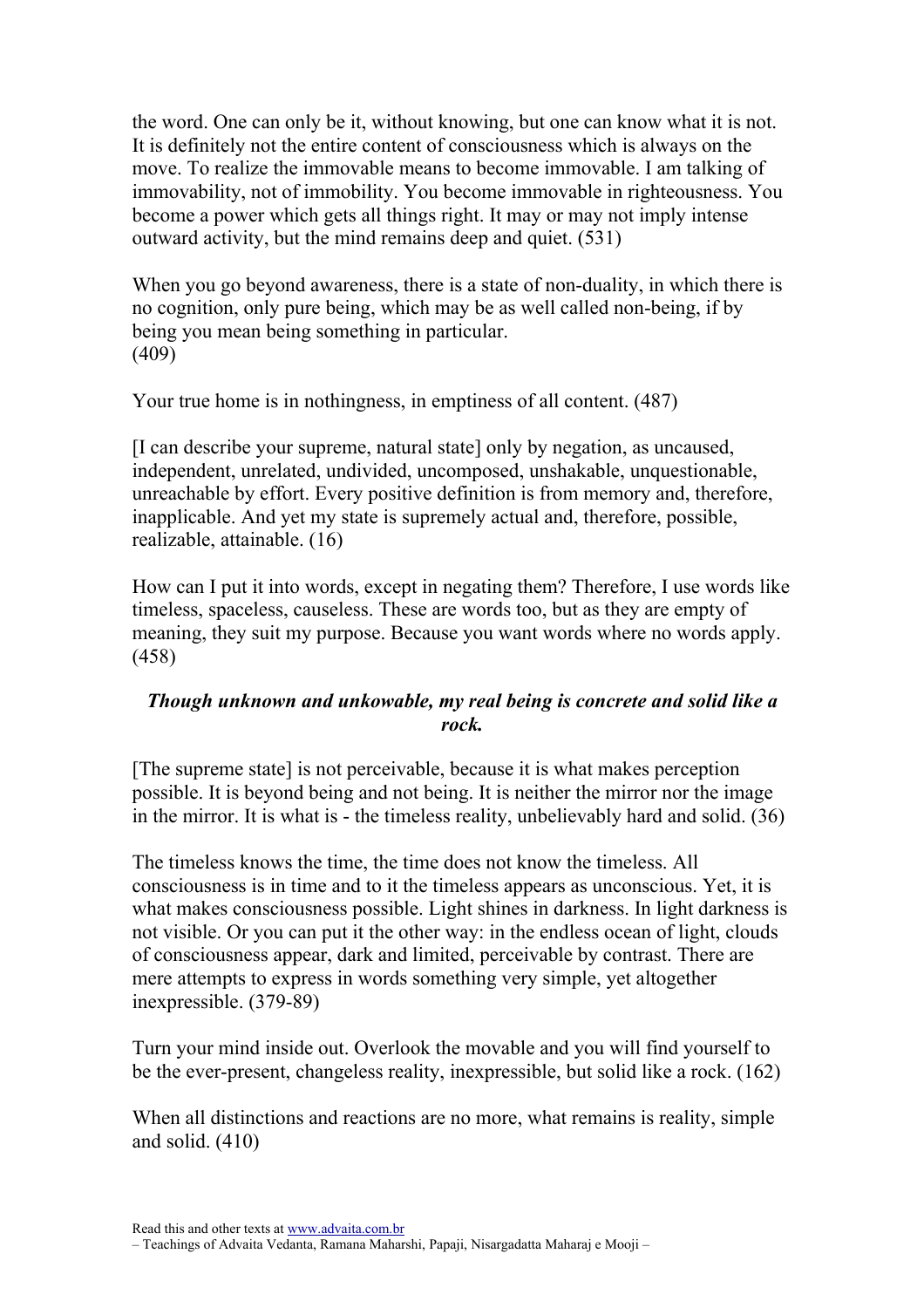the word. One can only be it, without knowing, but one can know what it is not. It is definitely not the entire content of consciousness which is always on the move. To realize the immovable means to become immovable. I am talking of immovability, not of immobility. You become immovable in righteousness. You become a power which gets all things right. It may or may not imply intense outward activity, but the mind remains deep and quiet. (531)

When you go beyond awareness, there is a state of non-duality, in which there is no cognition, only pure being, which may be as well called non-being, if by being you mean being something in particular.
(409)

Your true home is in nothingness, in emptiness of all content. (487)

[I can describe your supreme, natural state] only by negation, as uncaused, independent, unrelated, undivided, uncomposed, unshakable, unquestionable, unreachable by effort. Every positive definition is from memory and, therefore, inapplicable. And yet my state is supremely actual and, therefore, possible, realizable, attainable. (16)

How can I put it into words, except in negating them? Therefore, I use words like timeless, spaceless, causeless. These are words too, but as they are empty of meaning, they suit my purpose. Because you want words where no words apply. (458)

***Though unknown and unkowable, my real being is concrete and solid like a rock.***

[The supreme state] is not perceivable, because it is what makes perception possible. It is beyond being and not being. It is neither the mirror nor the image in the mirror. It is what is - the timeless reality, unbelievably hard and solid. (36)

The timeless knows the time, the time does not know the timeless. All consciousness is in time and to it the timeless appears as unconscious. Yet, it is what makes consciousness possible. Light shines in darkness. In light darkness is not visible. Or you can put it the other way: in the endless ocean of light, clouds of consciousness appear, dark and limited, perceivable by contrast. There are mere attempts to express in words something very simple, yet altogether inexpressible. (379-89)

Turn your mind inside out. Overlook the movable and you will find yourself to be the ever-present, changeless reality, inexpressible, but solid like a rock. (162)

When all distinctions and reactions are no more, what remains is reality, simple and solid. (410)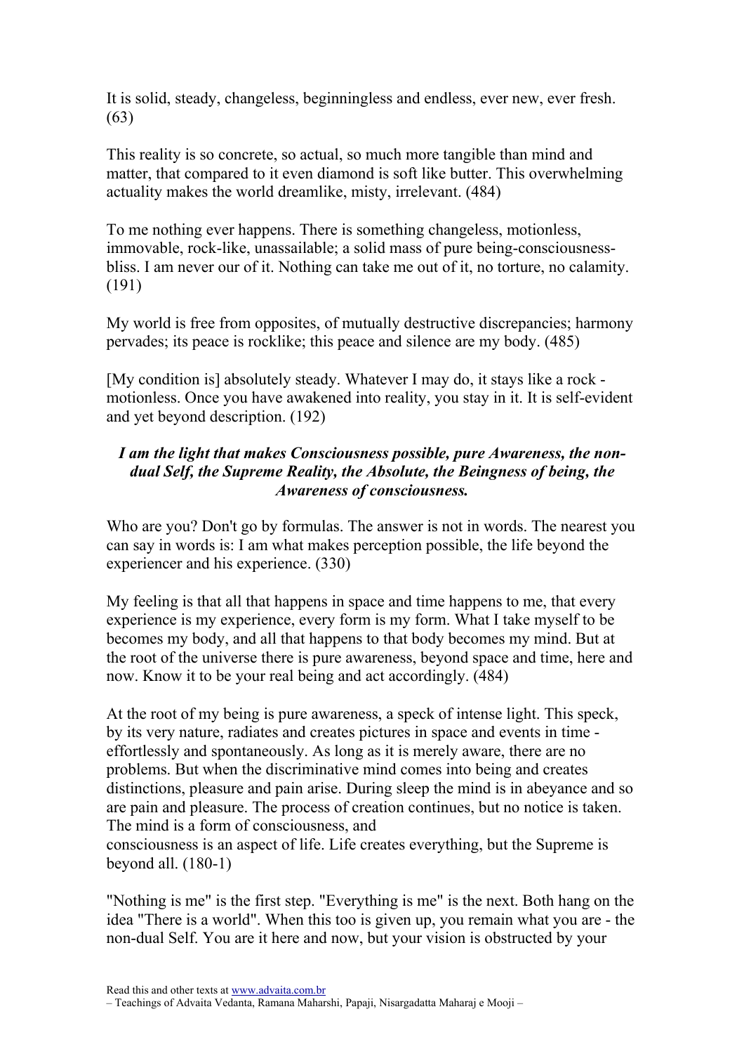It is solid, steady, changeless, beginningless and endless, ever new, ever fresh. (63)

This reality is so concrete, so actual, so much more tangible than mind and matter, that compared to it even diamond is soft like butter. This overwhelming actuality makes the world dreamlike, misty, irrelevant. (484)

To me nothing ever happens. There is something changeless, motionless, immovable, rock-like, unassailable; a solid mass of pure being-consciousness-bliss. I am never our of it. Nothing can take me out of it, no torture, no calamity. (191)

My world is free from opposites, of mutually destructive discrepancies; harmony pervades; its peace is rocklike; this peace and silence are my body. (485)

[My condition is] absolutely steady. Whatever I may do, it stays like a rock - motionless. Once you have awakened into reality, you stay in it. It is self-evident and yet beyond description. (192)

***I am the light that makes Consciousness possible, pure Awareness, the non-dual Self, the Supreme Reality, the Absolute, the Beingness of being, the Awareness of consciousness.***

Who are you? Don't go by formulas. The answer is not in words. The nearest you can say in words is: I am what makes perception possible, the life beyond the experiencer and his experience. (330)

My feeling is that all that happens in space and time happens to me, that every experience is my experience, every form is my form. What I take myself to be becomes my body, and all that happens to that body becomes my mind. But at the root of the universe there is pure awareness, beyond space and time, here and now. Know it to be your real being and act accordingly. (484)

At the root of my being is pure awareness, a speck of intense light. This speck, by its very nature, radiates and creates pictures in space and events in time - effortlessly and spontaneously. As long as it is merely aware, there are no problems. But when the discriminative mind comes into being and creates distinctions, pleasure and pain arise. During sleep the mind is in abeyance and so are pain and pleasure. The process of creation continues, but no notice is taken. The mind is a form of consciousness, and consciousness is an aspect of life. Life creates everything, but the Supreme is beyond all. (180-1)

"Nothing is me" is the first step. "Everything is me" is the next. Both hang on the idea "There is a world". When this too is given up, you remain what you are - the non-dual Self. You are it here and now, but your vision is obstructed by your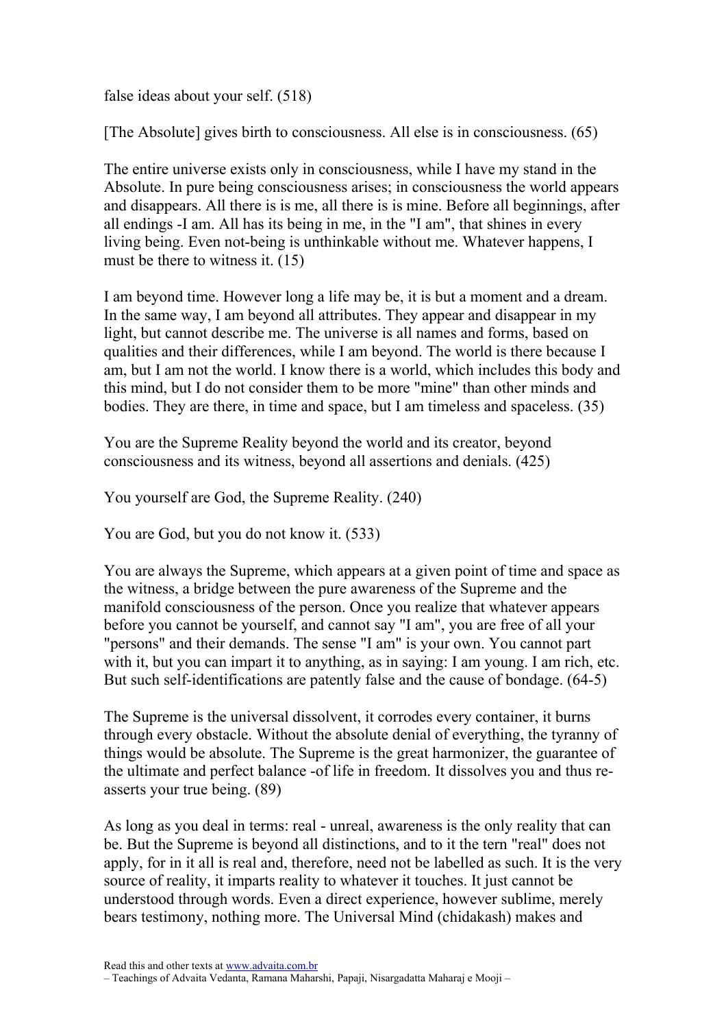false ideas about your self. (518)

[The Absolute] gives birth to consciousness. All else is in consciousness. (65)

The entire universe exists only in consciousness, while I have my stand in the Absolute. In pure being consciousness arises; in consciousness the world appears and disappears. All there is is me, all there is is mine. Before all beginnings, after all endings -I am. All has its being in me, in the "I am", that shines in every living being. Even not-being is unthinkable without me. Whatever happens, I must be there to witness it. (15)

I am beyond time. However long a life may be, it is but a moment and a dream. In the same way, I am beyond all attributes. They appear and disappear in my light, but cannot describe me. The universe is all names and forms, based on qualities and their differences, while I am beyond. The world is there because I am, but I am not the world. I know there is a world, which includes this body and this mind, but I do not consider them to be more "mine" than other minds and bodies. They are there, in time and space, but I am timeless and spaceless. (35)

You are the Supreme Reality beyond the world and its creator, beyond consciousness and its witness, beyond all assertions and denials. (425)

You yourself are God, the Supreme Reality. (240)

You are God, but you do not know it. (533)

You are always the Supreme, which appears at a given point of time and space as the witness, a bridge between the pure awareness of the Supreme and the manifold consciousness of the person. Once you realize that whatever appears before you cannot be yourself, and cannot say "I am", you are free of all your "persons" and their demands. The sense "I am" is your own. You cannot part with it, but you can impart it to anything, as in saying: I am young. I am rich, etc. But such self-identifications are patently false and the cause of bondage. (64-5)

The Supreme is the universal dissolvent, it corrodes every container, it burns through every obstacle. Without the absolute denial of everything, the tyranny of things would be absolute. The Supreme is the great harmonizer, the guarantee of the ultimate and perfect balance -of life in freedom. It dissolves you and thus re-asserts your true being. (89)

As long as you deal in terms: real - unreal, awareness is the only reality that can be. But the Supreme is beyond all distinctions, and to it the tern "real" does not apply, for in it all is real and, therefore, need not be labelled as such. It is the very source of reality, it imparts reality to whatever it touches. It just cannot be understood through words. Even a direct experience, however sublime, merely bears testimony, nothing more. The Universal Mind (chidakash) makes and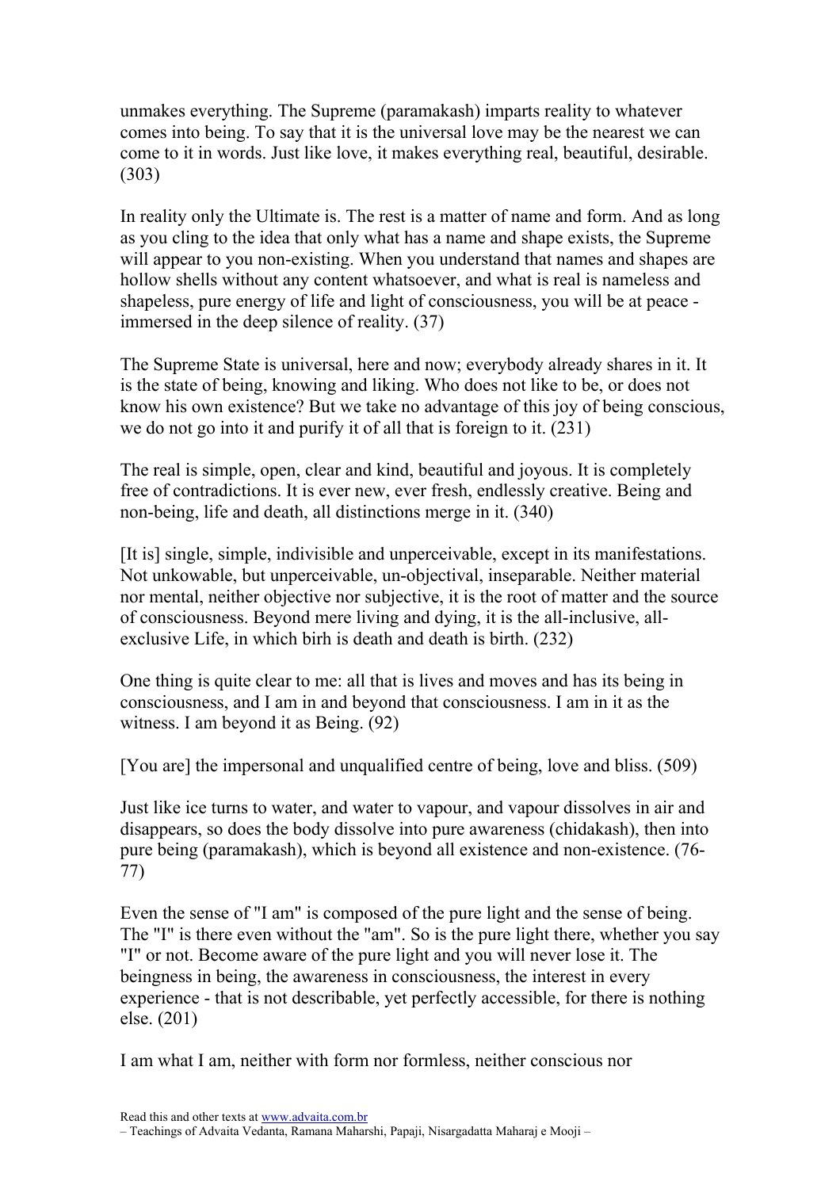unmakes everything. The Supreme (paramakash) imparts reality to whatever comes into being. To say that it is the universal love may be the nearest we can come to it in words. Just like love, it makes everything real, beautiful, desirable. (303)

In reality only the Ultimate is. The rest is a matter of name and form. And as long as you cling to the idea that only what has a name and shape exists, the Supreme will appear to you non-existing. When you understand that names and shapes are hollow shells without any content whatsoever, and what is real is nameless and shapeless, pure energy of life and light of consciousness, you will be at peace - immersed in the deep silence of reality. (37)

The Supreme State is universal, here and now; everybody already shares in it. It is the state of being, knowing and liking. Who does not like to be, or does not know his own existence? But we take no advantage of this joy of being conscious, we do not go into it and purify it of all that is foreign to it. (231)

The real is simple, open, clear and kind, beautiful and joyous. It is completely free of contradictions. It is ever new, ever fresh, endlessly creative. Being and non-being, life and death, all distinctions merge in it. (340)

[It is] single, simple, indivisible and unperceivable, except in its manifestations. Not unkowable, but unperceivable, un-objectival, inseparable. Neither material nor mental, neither objective nor subjective, it is the root of matter and the source of consciousness. Beyond mere living and dying, it is the all-inclusive, all-exclusive Life, in which birh is death and death is birth. (232)

One thing is quite clear to me: all that is lives and moves and has its being in consciousness, and I am in and beyond that consciousness. I am in it as the witness. I am beyond it as Being. (92)

[You are] the impersonal and unqualified centre of being, love and bliss. (509)

Just like ice turns to water, and water to vapour, and vapour dissolves in air and disappears, so does the body dissolve into pure awareness (chidakash), then into pure being (paramakash), which is beyond all existence and non-existence. (76-77)

Even the sense of "I am" is composed of the pure light and the sense of being. The "I" is there even without the "am". So is the pure light there, whether you say "I" or not. Become aware of the pure light and you will never lose it. The beingness in being, the awareness in consciousness, the interest in every experience - that is not describable, yet perfectly accessible, for there is nothing else. (201)

I am what I am, neither with form nor formless, neither conscious nor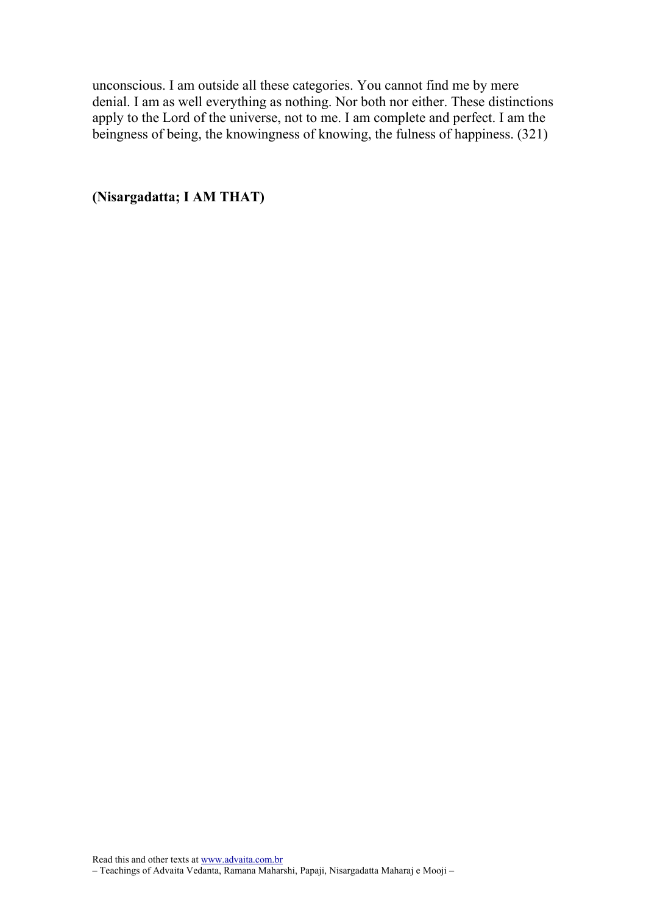unconscious. I am outside all these categories. You cannot find me by mere denial. I am as well everything as nothing. Nor both nor either. These distinctions apply to the Lord of the universe, not to me. I am complete and perfect. I am the beingness of being, the knowingness of knowing, the fulness of happiness. (321)

**(Nisargadatta; I AM THAT)**